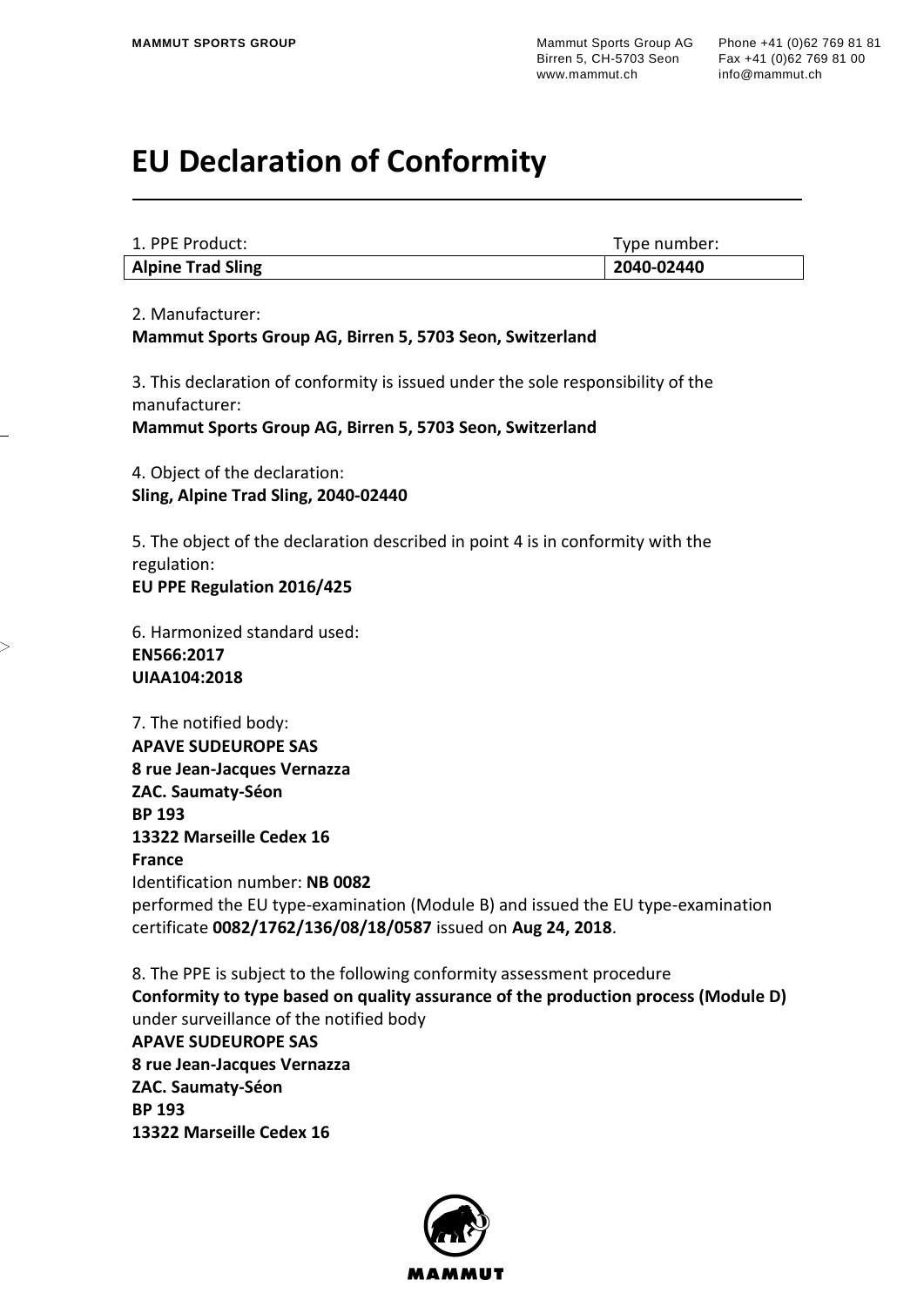# EU Declaration of Conformity

| 1. PPE Product: | Type number: |
|---|---|
| **Alpine Trad Sling** | **2040-02440** |

2. Manufacturer:
**Mammut Sports Group AG, Birren 5, 5703 Seon, Switzerland**

3. This declaration of conformity is issued under the sole responsibility of the manufacturer:
**Mammut Sports Group AG, Birren 5, 5703 Seon, Switzerland**

4. Object of the declaration:
**Sling, Alpine Trad Sling, 2040-02440**

5. The object of the declaration described in point 4 is in conformity with the regulation:
**EU PPE Regulation 2016/425**

6. Harmonized standard used:
**EN566:2017**
**UIAA104:2018**

7. The notified body:
**APAVE SUDEUROPE SAS**
**8 rue Jean-Jacques Vernazza**
**ZAC. Saumaty-Séon**
**BP 193**
**13322 Marseille Cedex 16**
**France**
Identification number: **NB 0082**
performed the EU type-examination (Module B) and issued the EU type-examination certificate **0082/1762/136/08/18/0587** issued on **Aug 24, 2018**.

8. The PPE is subject to the following conformity assessment procedure
**Conformity to type based on quality assurance of the production process (Module D)**
under surveillance of the notified body
**APAVE SUDEUROPE SAS**
**8 rue Jean-Jacques Vernazza**
**ZAC. Saumaty-Séon**
**BP 193**
**13322 Marseille Cedex 16**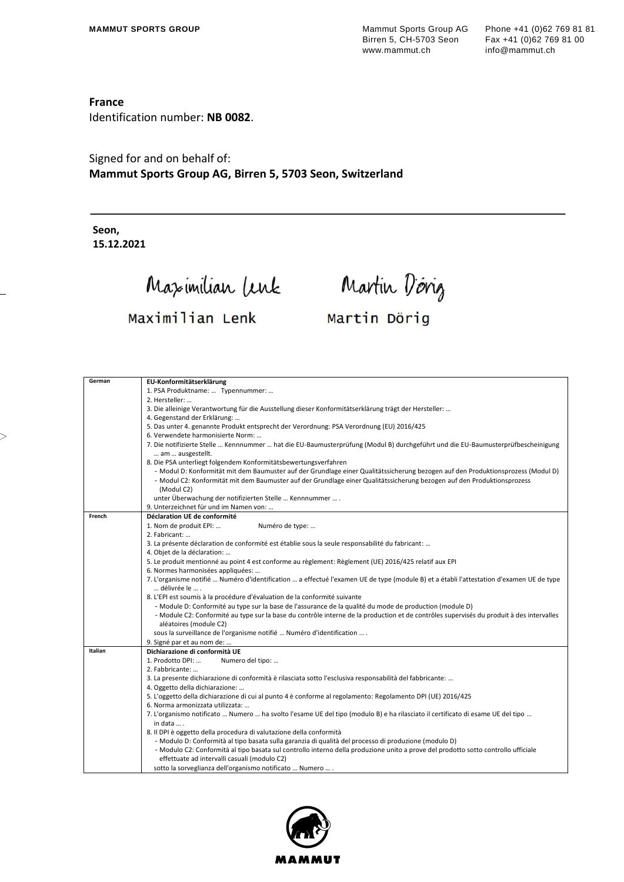**France**
Identification number: **NB 0082**.

Signed for and on behalf of:
**Mammut Sports Group AG, Birren 5, 5703 Seon, Switzerland**

---

**Seon,**
**15.12.2021**

Maximilian Lenk    Martin Dörig

| German | **EU-Konformitätserklärung**<br>1. PSA Produktname: … Typennummer: …<br>2. Hersteller: …<br>3. Die alleinige Verantwortung für die Ausstellung dieser Konformitätserklärung trägt der Hersteller: …<br>4. Gegenstand der Erklärung: …<br>5. Das unter 4. genannte Produkt entspricht der Verordnung: PSA Verordnung (EU) 2016/425<br>6. Verwendete harmonisierte Norm: …<br>7. Die notifizierte Stelle … Kennnummer … hat die EU-Baumusterprüfung (Modul B) durchgeführt und die EU-Baumusterprüfbescheinigung … am … ausgestellt.<br>8. Die PSA unterliegt folgendem Konformitätsbewertungsverfahren<br>- Modul D: Konformität mit dem Baumuster auf der Grundlage einer Qualitätssicherung bezogen auf den Produktionsprozess (Modul D)<br>- Modul C2: Konformität mit dem Baumuster auf der Grundlage einer Qualitätssicherung bezogen auf den Produktionsprozess (Modul C2)<br>unter Überwachung der notifizierten Stelle … Kennnummer … .<br>9. Unterzeichnet für und im Namen von: … |
|---|---|
| French | **Déclaration UE de conformité**<br>1. Nom de produit EPI: … Numéro de type: …<br>2. Fabricant: …<br>3. La présente déclaration de conformité est établie sous la seule responsabilité du fabricant: …<br>4. Objet de la déclaration: …<br>5. Le produit mentionné au point 4 est conforme au règlement: Règlement (UE) 2016/425 relatif aux EPI<br>6. Normes harmonisées appliquées: …<br>7. L'organisme notifié … Numéro d'identification … a effectué l'examen UE de type (module B) et a établi l'attestation d'examen UE de type … délivrée le … .<br>8. L'EPI est soumis à la procédure d'évaluation de la conformité suivante<br>- Module D: Conformité au type sur la base de l'assurance de la qualité du mode de production (module D)<br>- Module C2: Conformité au type sur la base du contrôle interne de la production et de contrôles supervisés du produit à des intervalles aléatoires (module C2)<br>sous la surveillance de l'organisme notifié … Numéro d'identification … .<br>9. Signé par et au nom de: … |
| Italian | **Dichiarazione di conformità UE**<br>1. Prodotto DPI: … Numero del tipo: …<br>2. Fabbricante: …<br>3. La presente dichiarazione di conformità è rilasciata sotto l'esclusiva responsabilità del fabbricante: …<br>4. Oggetto della dichiarazione: …<br>5. L'oggetto della dichiarazione di cui al punto 4 è conforme al regolamento: Regolamento DPI (UE) 2016/425<br>6. Norma armonizzata utilizzata: …<br>7. L'organismo notificato … Numero … ha svolto l'esame UE del tipo (modulo B) e ha rilasciato il certificato di esame UE del tipo … in data … .<br>8. Il DPI è oggetto della procedura di valutazione della conformità<br>- Modulo D: Conformità al tipo basata sulla garanzia di qualità del processo di produzione (modulo D)<br>- Modulo C2: Conformità al tipo basata sul controllo interno della produzione unito a prove del prodotto sotto controllo ufficiale effettuate ad intervalli casuali (modulo C2)<br>sotto la sorveglianza dell'organismo notificato … Numero … . |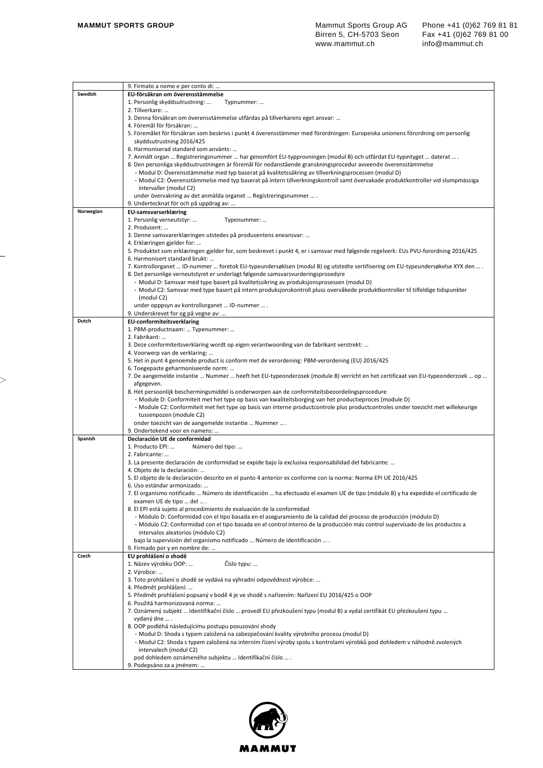| | |
|---|---|
| | 9. Firmato a nome e per conto di: … |
| **Swedish** | **EU-försäkran om överensstämmelse**<br>1. Personlig skyddsutrustning: … Typnummer: …<br>2. Tillverkare: …<br>3. Denna försäkran om överensstämmelse utfärdas på tillverkarens eget ansvar: …<br>4. Föremål för försäkran: …<br>5. Föremålet för försäkran som beskrivs i punkt 4 överensstämmer med förordningen: Europeiska unionens förordning om personlig skyddsutrustning 2016/425<br>6. Harmoniserad standard som använts: …<br>7. Anmält organ … Registreringsnummer … har genomfört EU-typprovningen (modul B) och utfärdat EU-typintyget … daterat … .<br>8. Den personliga skyddsutrustningen är föremål för nedanstående granskningsprocedur avseende överensstämmelse<br>- Modul D: Överensstämmelse med typ baserat på kvalitetssäkring av tillverkningsprocessen (modul D)<br>- Modul C2: Överensstämmelse med typ baserat på intern tillverkningskontroll samt övervakade produktkontroller vid slumpmässiga intervaller (modul C2)<br>under övervakning av det anmälda organet … Registreringsnummer … .<br>9. Undertecknat för och på uppdrag av: … |
| **Norwegian** | **EU-samsvarserklæring**<br>1. Personlig verneutstyr: … Typenummer: …<br>2. Produsent: …<br>3. Denne samsvarerklæringen utstedes på produsentens eneansvar: …<br>4. Erklæringen gjelder for: …<br>5. Produktet som erklæringen gjelder for, som beskrevet i punkt 4, er i samsvar med følgende regelverk: EUs PVU-forordning 2016/425<br>6. Harmonisert standard brukt: …<br>7. Kontrollorganet … ID-nummer … foretok EU-typeundersøklsen (modul B) og utstedte sertifisering om EU-typeundersøkelse XYX den … .<br>8. Det personlige verneutstyret er underlagt følgende samsvarsvurderingsprosedyre<br>- Modul D: Samsvar med type basert på kvalitetssikring av produksjonsprosessen (modul D)<br>- Modul C2: Samsvar med type basert på intern produksjonskontroll pluss overvåkede produktkontroller til tilfeldige tidspunkter (modul C2)<br>under opppsyn av kontrollorganet … ID-nummer … .<br>9. Underskrevet for og på vegne av: … |
| **Dutch** | **EU-conformiteitsverklaring**<br>1. PBM-productnaam: … Typenummer: …<br>2. Fabrikant: …<br>3. Deze conformiteitsverklaring wordt op eigen verantwoording van de fabrikant verstrekt: …<br>4. Voorwerp van de verklaring: …<br>5. Het in punt 4 genoemde product is conform met de verordening: PBM-verordening (EU) 2016/425<br>6. Toegepaste geharmoniseerde norm: …<br>7. De aangemelde instantie … Nummer … heeft het EU-typeonderzoek (module B) verricht en het certificaat van EU-typeonderzoek … op … afgegeven.<br>8. Het persoonlijk beschermingsmiddel is onderworpen aan de conformiteitsbeoordelingsprocedure<br>- Module D: Conformiteit met het type op basis van kwaliteitsborging van het productieproces (module D)<br>- Module C2: Conformiteit met het type op basis van interne productcontrole plus productcontroles onder toezicht met willekeurige tussenpozen (module C2)<br>onder toezicht van de aangemelde instantie … Nummer … .<br>9. Ondertekend voor en namens: … |
| **Spanish** | **Declaración UE de conformidad**<br>1. Producto EPI: … Número del tipo: …<br>2. Fabricante: …<br>3. La presente declaración de conformidad se expide bajo la exclusiva responsabilidad del fabricante: …<br>4. Objeto de la declaración: …<br>5. El objeto de la declaración descrito en el punto 4 anterior es conforme con la norma: Norma EPI UE 2016/425<br>6. Uso estándar armonizado: …<br>7. El organismo notificado … Número de identificación … ha efectuado el examen UE de tipo (módulo B) y ha expedido el certificado de examen UE de tipo … del … .<br>8. El EPI está sujeto al procedimiento de evaluación de la conformidad<br>- Módulo D: Conformidad con el tipo basada en el aseguramiento de la calidad del proceso de producción (módulo D)<br>- Módulo C2: Conformidad con el tipo basada en el control interno de la producción más control supervisado de los productos a intervalos aleatorios (módulo C2)<br>bajo la supervisión del organismo notificado … Número de identificación … .<br>9. Firmado por y en nombre de: … |
| **Czech** | **EU prohlášení o shodě**<br>1. Název výrobku OOP: … Číslo typu: …<br>2. Výrobce: …<br>3. Toto prohlášení o shodě se vydává na výhradní odpovědnost výrobce: …<br>4. Předmět prohlášení: …<br>5. Předmět prohlášení popsaný v bodě 4 je ve shodě s nařízením: Nařízení EU 2016/425 o OOP<br>6. Použitá harmonizovaná norma: …<br>7. Oznámený subjekt … Identifikační číslo … provedl EU přezkoušení typu (modul B) a vydal certifikát EU přezkoušení typu … vydaný dne … .<br>8. OOP podléhá následujícímu postupu posuzování shody<br>- Modul D: Shoda s typem založená na zabezpečování kvality výrobního procesu (modul D)<br>- Modul C2: Shoda s typem založená na interním řízení výroby spolu s kontrolami výrobků pod dohledem v náhodně zvolených intervalech (modul C2)<br>pod dohledem oznámeného subjektu … Identifikační číslo … .<br>9. Podepsáno za a jménem: … |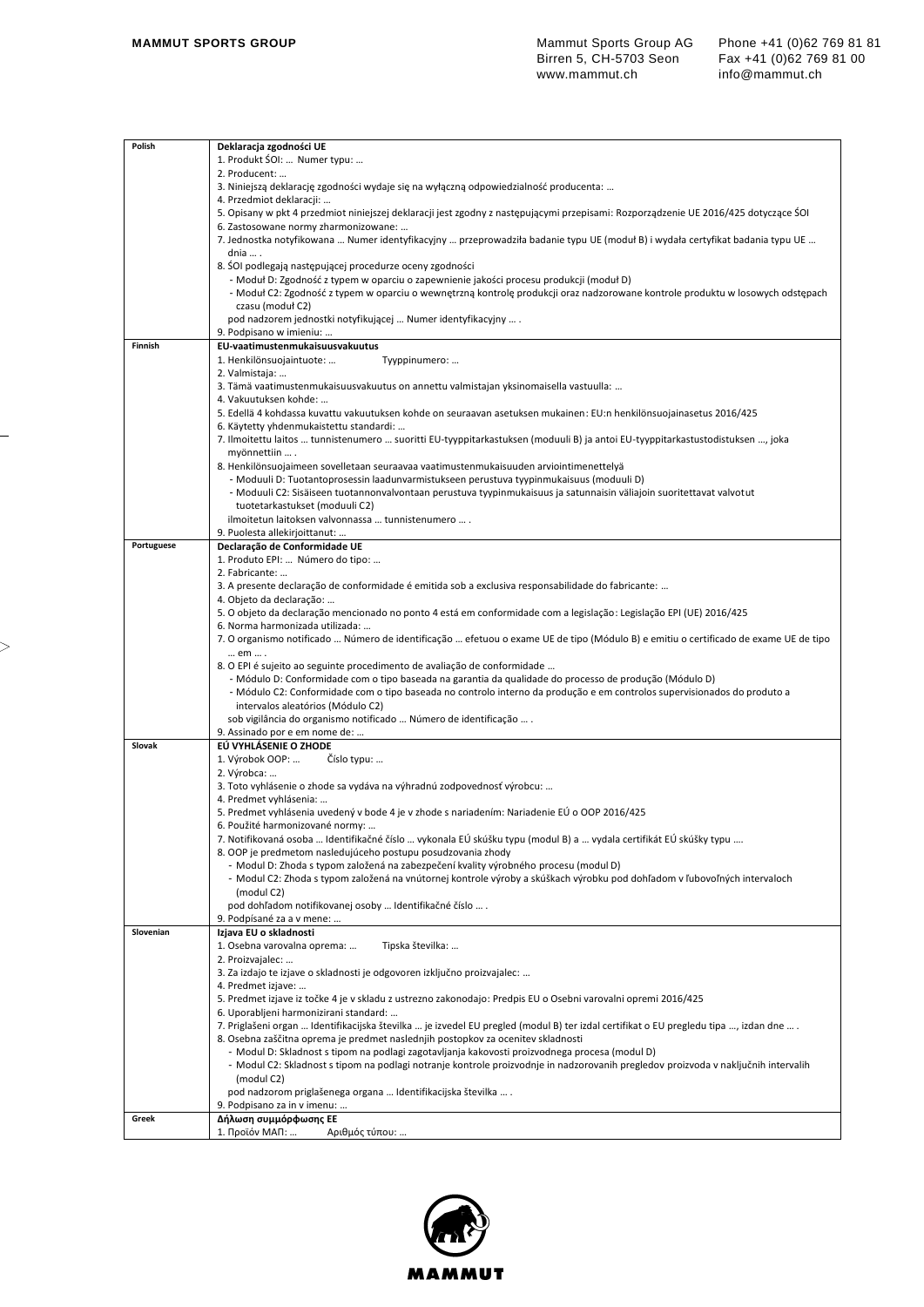| | |
|---|---|
| **Polish** | **Deklaracja zgodności UE**<br>1. Produkt ŚOI: … Numer typu: …<br>2. Producent: …<br>3. Niniejszą deklarację zgodności wydaje się na wyłączną odpowiedzialność producenta: …<br>4. Przedmiot deklaracji: …<br>5. Opisany w pkt 4 przedmiot niniejszej deklaracji jest zgodny z następującymi przepisami: Rozporządzenie UE 2016/425 dotyczące ŚOI<br>6. Zastosowane normy zharmonizowane: …<br>7. Jednostka notyfikowana … Numer identyfikacyjny … przeprowadziła badanie typu UE (moduł B) i wydała certyfikat badania typu UE … dnia … .<br>8. ŚOI podlegają następującej procedurze oceny zgodności<br>- Moduł D: Zgodność z typem w oparciu o zapewnienie jakości procesu produkcji (moduł D)<br>- Moduł C2: Zgodność z typem w oparciu o wewnętrzną kontrolę produkcji oraz nadzorowane kontrole produktu w losowych odstępach czasu (moduł C2)<br>pod nadzorem jednostki notyfikującej … Numer identyfikacyjny … .<br>9. Podpisano w imieniu: … |
| **Finnish** | **EU-vaatimustenmukaisuusvakuutus**<br>1. Henkilönsuojaintuote: … Tyyppinumero: …<br>2. Valmistaja: …<br>3. Tämä vaatimustenmukaisuusvakuutus on annettu valmistajan yksinomaisella vastuulla: …<br>4. Vakuutuksen kohde: …<br>5. Edellä 4 kohdassa kuvattu vakuutuksen kohde on seuraavan asetuksen mukainen: EU:n henkilönsuojainasetus 2016/425<br>6. Käytetty yhdenmukaistettu standardi: …<br>7. Ilmoitettu laitos … tunnistenumero … suoritti EU-tyyppitarkastuksen (moduuli B) ja antoi EU-tyyppitarkastustodistuksen …, joka myönnettiin … .<br>8. Henkilönsuojaimeen sovelletaan seuraavaa vaatimustenmukaisuuden arviointimenettelyä<br>- Moduuli D: Tuotantoprosessin laadunvarmistukseen perustuva tyypinmukaisuus (moduuli D)<br>- Moduuli C2: Sisäiseen tuotannonvalvontaan perustuva tyypinmukaisuus ja satunnaisin väliajoin suoritettavat valvotut tuotetarkastukset (moduuli C2)<br>ilmoitetun laitoksen valvonnassa … tunnistenumero … .<br>9. Puolesta allekirjoittanut: … |
| **Portuguese** | **Declaração de Conformidade UE**<br>1. Produto EPI: … Número do tipo: …<br>2. Fabricante: …<br>3. A presente declaração de conformidade é emitida sob a exclusiva responsabilidade do fabricante: …<br>4. Objeto da declaração: …<br>5. O objeto da declaração mencionado no ponto 4 está em conformidade com a legislação: Legislação EPI (UE) 2016/425<br>6. Norma harmonizada utilizada: …<br>7. O organismo notificado … Número de identificação … efetuou o exame UE de tipo (Módulo B) e emitiu o certificado de exame UE de tipo … em … .<br>8. O EPI é sujeito ao seguinte procedimento de avaliação de conformidade …<br>- Módulo D: Conformidade com o tipo baseada na garantia da qualidade do processo de produção (Módulo D)<br>- Módulo C2: Conformidade com o tipo baseada no controlo interno da produção e em controlos supervisionados do produto a intervalos aleatórios (Módulo C2)<br>sob vigilância do organismo notificado … Número de identificação … .<br>9. Assinado por e em nome de: … |
| **Slovak** | **EÚ VYHLÁSENIE O ZHODE**<br>1. Výrobok OOP: … Číslo typu: …<br>2. Výrobca: …<br>3. Toto vyhlásenie o zhode sa vydáva na výhradnú zodpovednosť výrobcu: …<br>4. Predmet vyhlásenia: …<br>5. Predmet vyhlásenia uvedený v bode 4 je v zhode s nariadením: Nariadenie EÚ o OOP 2016/425<br>6. Použité harmonizované normy: …<br>7. Notifikovaná osoba … Identifikačné číslo … vykonala EÚ skúšku typu (modul B) a … vydala certifikát EÚ skúšky typu ….<br>8. OOP je predmetom nasledujúceho postupu posudzovania zhody<br>- Modul D: Zhoda s typom založená na zabezpečení kvality výrobného procesu (modul D)<br>- Modul C2: Zhoda s typom založená na vnútornej kontrole výroby a skúškach výrobku pod dohľadom v ľubovoľných intervaloch (modul C2)<br>pod dohľadom notifikovanej osoby … Identifikačné číslo … .<br>9. Podpísané za a v mene: … |
| **Slovenian** | **Izjava EU o skladnosti**<br>1. Osebna varovalna oprema: … Tipska številka: …<br>2. Proizvajalec: …<br>3. Za izdajo te izjave o skladnosti je odgovoren izključno proizvajalec: …<br>4. Predmet izjave: …<br>5. Predmet izjave iz točke 4 je v skladu z ustrezno zakonodajo: Predpis EU o Osebni varovalni opremi 2016/425<br>6. Uporabljeni harmonizirani standard: …<br>7. Priglašeni organ … Identifikacijska številka … je izvedel EU pregled (modul B) ter izdal certifikat o EU pregledu tipa …, izdan dne … .<br>8. Osebna zaščitna oprema je predmet naslednjih postopkov za ocenitev skladnosti<br>- Modul D: Skladnost s tipom na podlagi zagotavljanja kakovosti proizvodnega procesa (modul D)<br>- Modul C2: Skladnost s tipom na podlagi notranje kontrole proizvodnje in nadzorovanih pregledov proizvoda v naključnih intervalih (modul C2)<br>pod nadzorom priglašenega organa … Identifikacijska številka … .<br>9. Podpisano za in v imenu: … |
| **Greek** | **Δήλωση συμμόρφωσης ΕΕ**<br>1. Προϊόν ΜΑΠ: … Αριθμός τύπου: … |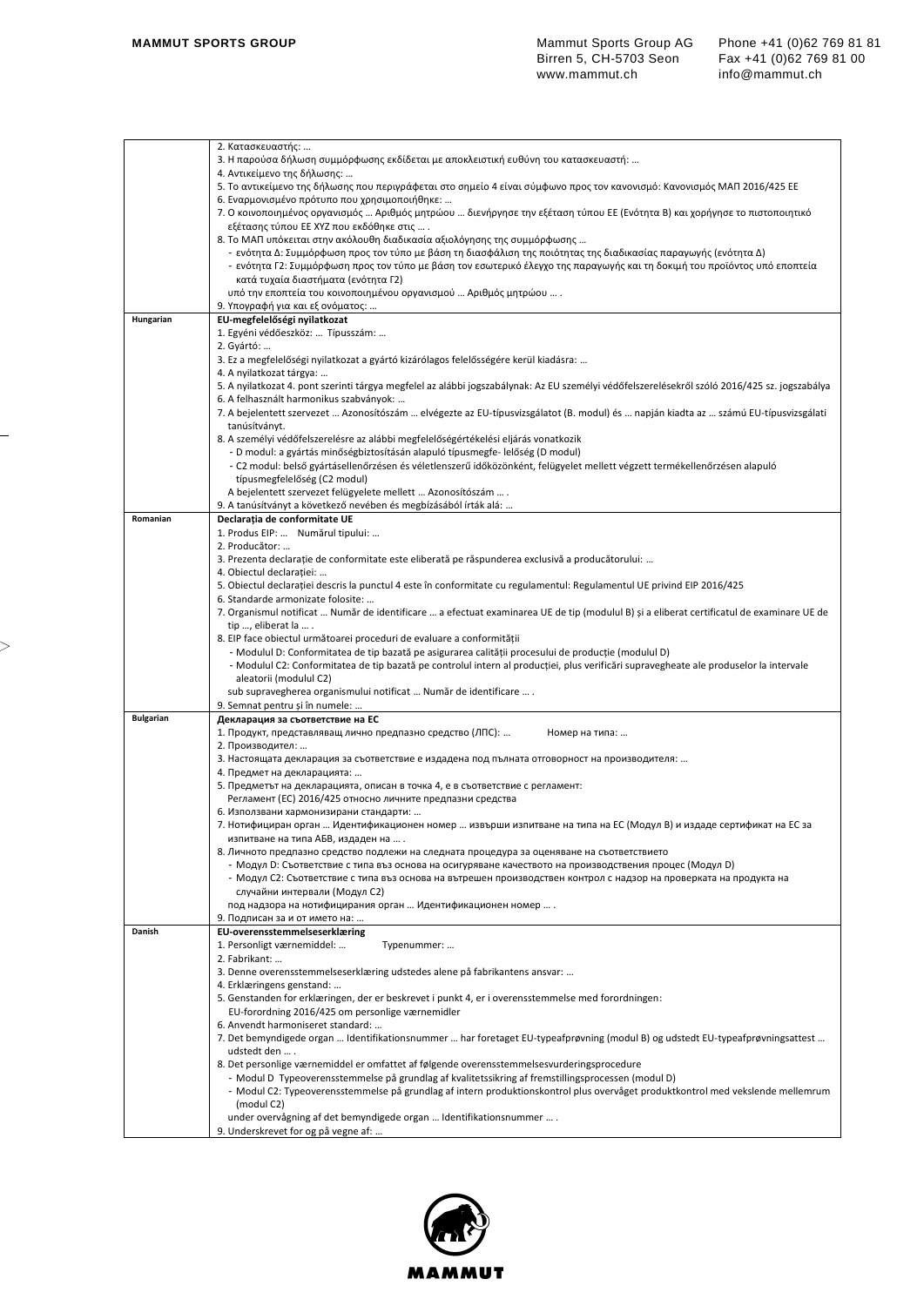| | |
|---|---|
| | 2. Κατασκευαστής: …<br>3. Η παρούσα δήλωση συμμόρφωσης εκδίδεται με αποκλειστική ευθύνη του κατασκευαστή: …<br>4. Αντικείμενο της δήλωσης: …<br>5. Το αντικείμενο της δήλωσης που περιγράφεται στο σημείο 4 είναι σύμφωνο προς τον κανονισμό: Κανονισμός ΜΑΠ 2016/425 ΕΕ<br>6. Εναρμονισμένο πρότυπο που χρησιμοποιήθηκε: …<br>7. Ο κοινοποιημένος οργανισμός … Αριθμός μητρώου … διενήργησε την εξέταση τύπου ΕΕ (Ενότητα Β) και χορήγησε το πιστοποιητικό εξέτασης τύπου ΕΕ XYZ που εκδόθηκε στις … .<br>8. Το ΜΑΠ υπόκειται στην ακόλουθη διαδικασία αξιολόγησης της συμμόρφωσης …<br>- ενότητα Δ: Συμμόρφωση προς τον τύπο με βάση τη διασφάλιση της ποιότητας της διαδικασίας παραγωγής (ενότητα Δ)<br>- ενότητα Γ2: Συμμόρφωση προς τον τύπο με βάση τον εσωτερικό έλεγχο της παραγωγής και τη δοκιμή του προϊόντος υπό εποπτεία κατά τυχαία διαστήματα (ενότητα Γ2)<br>υπό την εποπτεία του κοινοποιημένου οργανισμού … Αριθμός μητρώου … .<br>9. Υπογραφή για και εξ ονόματος: … |
| **Hungarian** | **EU-megfelelőségi nyilatkozat**<br>1. Egyéni védőeszköz: … Típusszám: …<br>2. Gyártó: …<br>3. Ez a megfelelőségi nyilatkozat a gyártó kizárólagos felelősségére kerül kiadásra: …<br>4. A nyilatkozat tárgya: …<br>5. A nyilatkozat 4. pont szerinti tárgya megfelel az alábbi jogszabálynak: Az EU személyi védőfelszerelésekről szóló 2016/425 sz. jogszabálya<br>6. A felhasznált harmonikus szabványok: …<br>7. A bejelentett szervezet … Azonosítószám … elvégezte az EU-típusvizsgálatot (B. modul) és … napján kiadta az … számú EU-típusvizsgálati tanúsítványt.<br>8. A személyi védőfelszerelésre az alábbi megfelelőségértékelési eljárás vonatkozik<br>- D modul: a gyártás minőségbiztosításán alapuló típusmegfe- lelőség (D modul)<br>- C2 modul: belső gyártásellenőrzésen és véletlenszerű időközönként, felügyelet mellett végzett termékellenőrzésen alapuló típusmegfelelőség (C2 modul)<br>A bejelentett szervezet felügyelete mellett … Azonosítószám … .<br>9. A tanúsítványt a következő nevében és megbízásából írták alá: … |
| **Romanian** | **Declarația de conformitate UE**<br>1. Produs EIP: … Numărul tipului: …<br>2. Producător: …<br>3. Prezenta declarație de conformitate este eliberată pe răspunderea exclusivă a producătorului: …<br>4. Obiectul declarației: …<br>5. Obiectul declarației descris la punctul 4 este în conformitate cu regulamentul: Regulamentul UE privind EIP 2016/425<br>6. Standarde armonizate folosite: …<br>7. Organismul notificat … Număr de identificare … a efectuat examinarea UE de tip (modulul B) și a eliberat certificatul de examinare UE de tip …, eliberat la … .<br>8. EIP face obiectul următoarei proceduri de evaluare a conformității<br>- Modulul D: Conformitatea de tip bazată pe asigurarea calității procesului de producție (modulul D)<br>- Modulul C2: Conformitatea de tip bazată pe controlul intern al producției, plus verificări supravegheate ale produselor la intervale aleatorii (modulul C2)<br>sub supravegherea organismului notificat … Număr de identificare … .<br>9. Semnat pentru și în numele: … |
| **Bulgarian** | **Декларация за съответствие на ЕС**<br>1. Продукт, представляващ лично предпазно средство (ЛПС): … Номер на типа: …<br>2. Производител: …<br>3. Настоящата декларация за съответствие е издадена под пълната отговорност на производителя: …<br>4. Предмет на декларацията: …<br>5. Предметът на декларацията, описан в точка 4, е в съответствие с регламент:<br>Регламент (ЕС) 2016/425 относно личните предпазни средства<br>6. Използвани хармонизирани стандарти: …<br>7. Нотифициран орган … Идентификационен номер … извърши изпитване на типа на ЕС (Модул В) и издаде сертификат на ЕС за изпитване на типа АБВ, издаден на … .<br>8. Личното предпазно средство подлежи на следната процедура за оценяване на съответствието<br>- Модул D: Съответствие с типа въз основа на осигуряване качеството на производствения процес (Модул D)<br>- Модул C2: Съответствие с типа въз основа на вътрешен производствен контрол с надзор на проверката на продукта на случайни интервали (Модул C2)<br>под надзора на нотифицирания орган … Идентификационен номер … .<br>9. Подписан за и от името на: … |
| **Danish** | **EU-overensstemmelseserklæring**<br>1. Personligt værnemiddel: … Typenummer: …<br>2. Fabrikant: …<br>3. Denne overensstemmelseserklæring udstedes alene på fabrikantens ansvar: …<br>4. Erklæringens genstand: …<br>5. Genstanden for erklæringen, der er beskrevet i punkt 4, er i overensstemmelse med forordningen:<br>EU-forordning 2016/425 om personlige værnemidler<br>6. Anvendt harmoniseret standard: …<br>7. Det bemyndigede organ … Identifikationsnummer … har foretaget EU-typeafprøvning (modul B) og udstedt EU-typeafprøvningsattest … udstedt den … .<br>8. Det personlige værnemiddel er omfattet af følgende overensstemmelsesvurderingsprocedure<br>- Modul D Typeoverensstemmelse på grundlag af kvalitetssikring af fremstillingsprocessen (modul D)<br>- Modul C2: Typeoverensstemmelse på grundlag af intern produktionskontrol plus overvåget produktkontrol med vekslende mellemrum (modul C2)<br>under overvågning af det bemyndigede organ … Identifikationsnummer … .<br>9. Underskrevet for og på vegne af: … |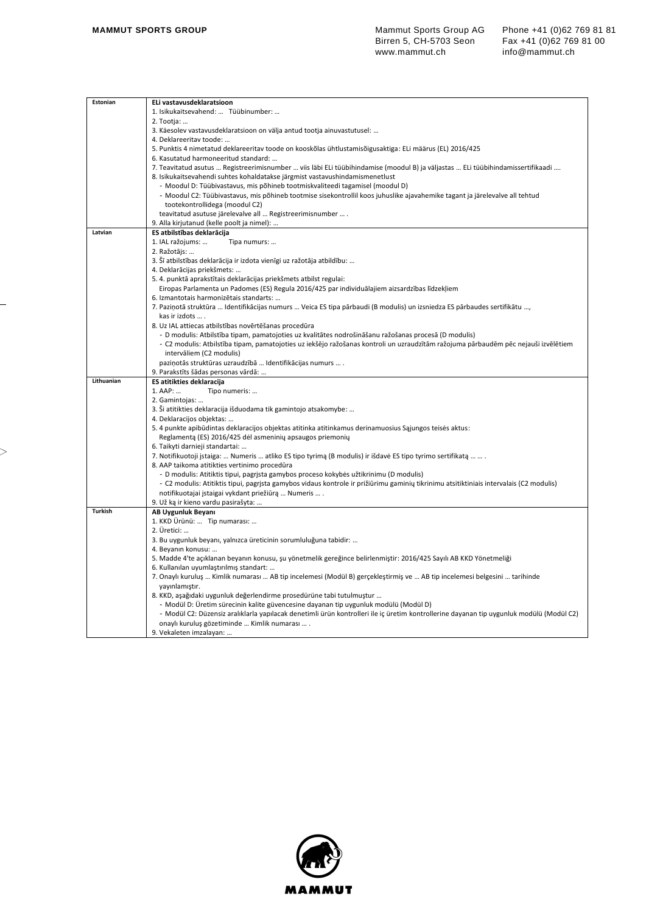| | |
|---|---|
| **Estonian** | **ELi vastavusdeklaratsioon**<br>1. Isikukaitsevahend: … Tüübinumber: …<br>2. Tootja: …<br>3. Käesolev vastavusdeklaratsioon on välja antud tootja ainuvastutusel: …<br>4. Deklareeritav toode: …<br>5. Punktis 4 nimetatud deklareeritav toode on kooskõlas ühtlustamisõigusaktiga: ELi määrus (EL) 2016/425<br>6. Kasutatud harmoneeritud standard: …<br>7. Teavitatud asutus … Registreerimisnumber … viis läbi ELi tüübihindamise (moodul B) ja väljastas … ELi tüübihindamissertifikaadi ….<br>8. Isikukaitsevahendi suhtes kohaldatakse järgmist vastavushindamismenetlust<br>- Moodul D: Tüübivastavus, mis põhineb tootmiskvaliteedi tagamisel (moodul D)<br>- Moodul C2: Tüübivastavus, mis põhineb tootmise sisekontrollil koos juhuslike ajavahemike tagant ja järelevalve all tehtud tootekontrollidega (moodul C2)<br>teavitatud asutuse järelevalve all … Registreerimisnumber … .<br>9. Alla kirjutanud (kelle poolt ja nimel): … |
| **Latvian** | **ES atbilstības deklarācija**<br>1. IAL ražojums: … Tipa numurs: …<br>2. Ražotājs: …<br>3. Šī atbilstības deklarācija ir izdota vienīgi uz ražotāja atbildību: …<br>4. Deklarācijas priekšmets: …<br>5. 4. punktā aprakstītais deklarācijas priekšmets atbilst regulai:<br>Eiropas Parlamenta un Padomes (ES) Regula 2016/425 par individuālajiem aizsardzības līdzekļiem<br>6. Izmantotais harmonizētais standarts: …<br>7. Paziņotā struktūra … Identifikācijas numurs … Veica ES tipa pārbaudi (B modulis) un izsniedza ES pārbaudes sertifikātu …, kas ir izdots … .<br>8. Uz IAL attiecas atbilstības novērtēšanas procedūra<br>- D modulis: Atbilstība tipam, pamatojoties uz kvalitātes nodrošināšanu ražošanas procesā (D modulis)<br>- C2 modulis: Atbilstība tipam, pamatojoties uz iekšējo ražošanas kontroli un uzraudzītām ražojuma pārbaudēm pēc nejauši izvēlētiem intervāliem (C2 modulis)<br>paziņotās struktūras uzraudzībā … Identifikācijas numurs … .<br>9. Parakstīts šādas personas vārdā: … |
| **Lithuanian** | **ES atitikties deklaracija**<br>1. AAP: … Tipo numeris: …<br>2. Gamintojas: …<br>3. Ši atitikties deklaracija išduodama tik gamintojo atsakomybe: …<br>4. Deklaracijos objektas: …<br>5. 4 punkte apibūdintas deklaracijos objektas atitinka atitinkamus derinamuosius Sąjungos teisės aktus:<br>Reglamentą (ES) 2016/425 dėl asmeninių apsaugos priemonių<br>6. Taikyti darnieji standartai: …<br>7. Notifikuotoji įstaiga: … Numeris … atliko ES tipo tyrimą (B modulis) ir išdavė ES tipo tyrimo sertifikatą … … .<br>8. AAP taikoma atitikties vertinimo procedūra<br>- D modulis: Atitiktis tipui, pagrįsta gamybos proceso kokybės užtikrinimu (D modulis)<br>- C2 modulis: Atitiktis tipui, pagrįsta gamybos vidaus kontrole ir prižiūrimu gaminių tikrinimu atsitiktiniais intervalais (C2 modulis)<br>notifikuotajai įstaigai vykdant priežiūrą … Numeris … .<br>9. Už ką ir kieno vardu pasirašyta: … |
| **Turkish** | **AB Uygunluk Beyanı**<br>1. KKD Ürünü: … Tip numarası: …<br>2. Üretici: …<br>3. Bu uygunluk beyanı, yalnızca üreticinin sorumluluğuna tabidir: …<br>4. Beyanın konusu: …<br>5. Madde 4'te açıklanan beyanın konusu, şu yönetmelik gereğince belirlenmiştir: 2016/425 Sayılı AB KKD Yönetmeliği<br>6. Kullanılan uyumlaştırılmış standart: …<br>7. Onaylı kuruluş … Kimlik numarası … AB tip incelemesi (Modül B) gerçekleştirmiş ve … AB tip incelemesi belgesini … tarihinde yayınlamıştır.<br>8. KKD, aşağıdaki uygunluk değerlendirme prosedürüne tabi tutulmuştur …<br>- Modül D: Üretim sürecinin kalite güvencesine dayanan tip uygunluk modülü (Modül D)<br>- Modül C2: Düzensiz aralıklarla yapılacak denetimli ürün kontrolleri ile iç üretim kontrollerine dayanan tip uygunluk modülü (Modül C2)<br>onaylı kuruluş gözetiminde … Kimlik numarası … .<br>9. Vekaleten imzalayan: … |